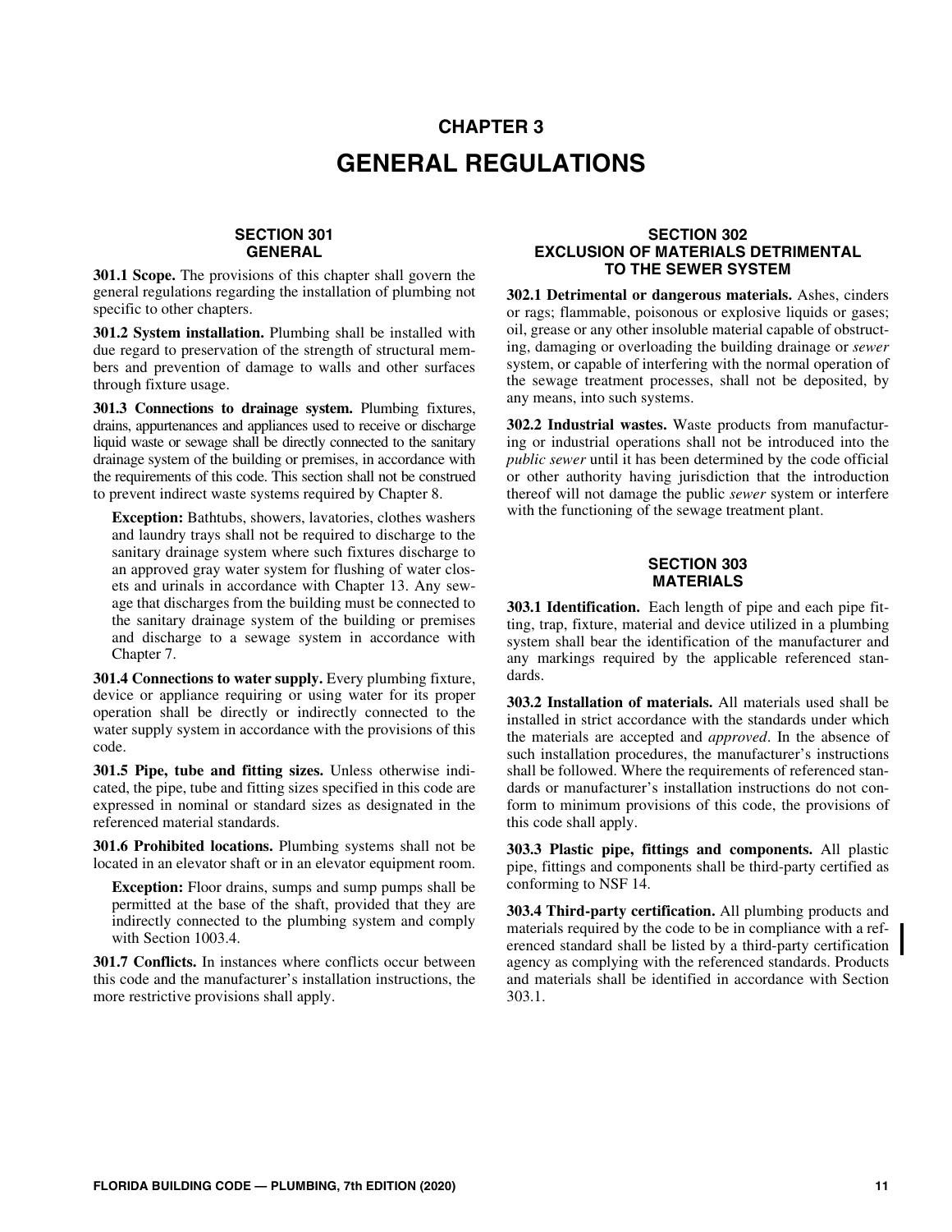# CHAPTER 3
# GENERAL REGULATIONS

## SECTION 301 GENERAL

**301.1 Scope.** The provisions of this chapter shall govern the general regulations regarding the installation of plumbing not specific to other chapters.

**301.2 System installation.** Plumbing shall be installed with due regard to preservation of the strength of structural members and prevention of damage to walls and other surfaces through fixture usage.

**301.3 Connections to drainage system.** Plumbing fixtures, drains, appurtenances and appliances used to receive or discharge liquid waste or sewage shall be directly connected to the sanitary drainage system of the building or premises, in accordance with the requirements of this code. This section shall not be construed to prevent indirect waste systems required by Chapter 8.

> **Exception:** Bathtubs, showers, lavatories, clothes washers and laundry trays shall not be required to discharge to the sanitary drainage system where such fixtures discharge to an approved gray water system for flushing of water closets and urinals in accordance with Chapter 13. Any sewage that discharges from the building must be connected to the sanitary drainage system of the building or premises and discharge to a sewage system in accordance with Chapter 7.

**301.4 Connections to water supply.** Every plumbing fixture, device or appliance requiring or using water for its proper operation shall be directly or indirectly connected to the water supply system in accordance with the provisions of this code.

**301.5 Pipe, tube and fitting sizes.** Unless otherwise indicated, the pipe, tube and fitting sizes specified in this code are expressed in nominal or standard sizes as designated in the referenced material standards.

**301.6 Prohibited locations.** Plumbing systems shall not be located in an elevator shaft or in an elevator equipment room.

> **Exception:** Floor drains, sumps and sump pumps shall be permitted at the base of the shaft, provided that they are indirectly connected to the plumbing system and comply with Section 1003.4.

**301.7 Conflicts.** In instances where conflicts occur between this code and the manufacturer's installation instructions, the more restrictive provisions shall apply.

## SECTION 302 EXCLUSION OF MATERIALS DETRIMENTAL TO THE SEWER SYSTEM

**302.1 Detrimental or dangerous materials.** Ashes, cinders or rags; flammable, poisonous or explosive liquids or gases; oil, grease or any other insoluble material capable of obstructing, damaging or overloading the building drainage or *sewer* system, or capable of interfering with the normal operation of the sewage treatment processes, shall not be deposited, by any means, into such systems.

**302.2 Industrial wastes.** Waste products from manufacturing or industrial operations shall not be introduced into the *public sewer* until it has been determined by the code official or other authority having jurisdiction that the introduction thereof will not damage the public *sewer* system or interfere with the functioning of the sewage treatment plant.

## SECTION 303 MATERIALS

**303.1 Identification.** Each length of pipe and each pipe fitting, trap, fixture, material and device utilized in a plumbing system shall bear the identification of the manufacturer and any markings required by the applicable referenced standards.

**303.2 Installation of materials.** All materials used shall be installed in strict accordance with the standards under which the materials are accepted and *approved*. In the absence of such installation procedures, the manufacturer's instructions shall be followed. Where the requirements of referenced standards or manufacturer's installation instructions do not conform to minimum provisions of this code, the provisions of this code shall apply.

**303.3 Plastic pipe, fittings and components.** All plastic pipe, fittings and components shall be third-party certified as conforming to NSF 14.

**303.4 Third-party certification.** All plumbing products and materials required by the code to be in compliance with a referenced standard shall be listed by a third-party certification agency as complying with the referenced standards. Products and materials shall be identified in accordance with Section 303.1.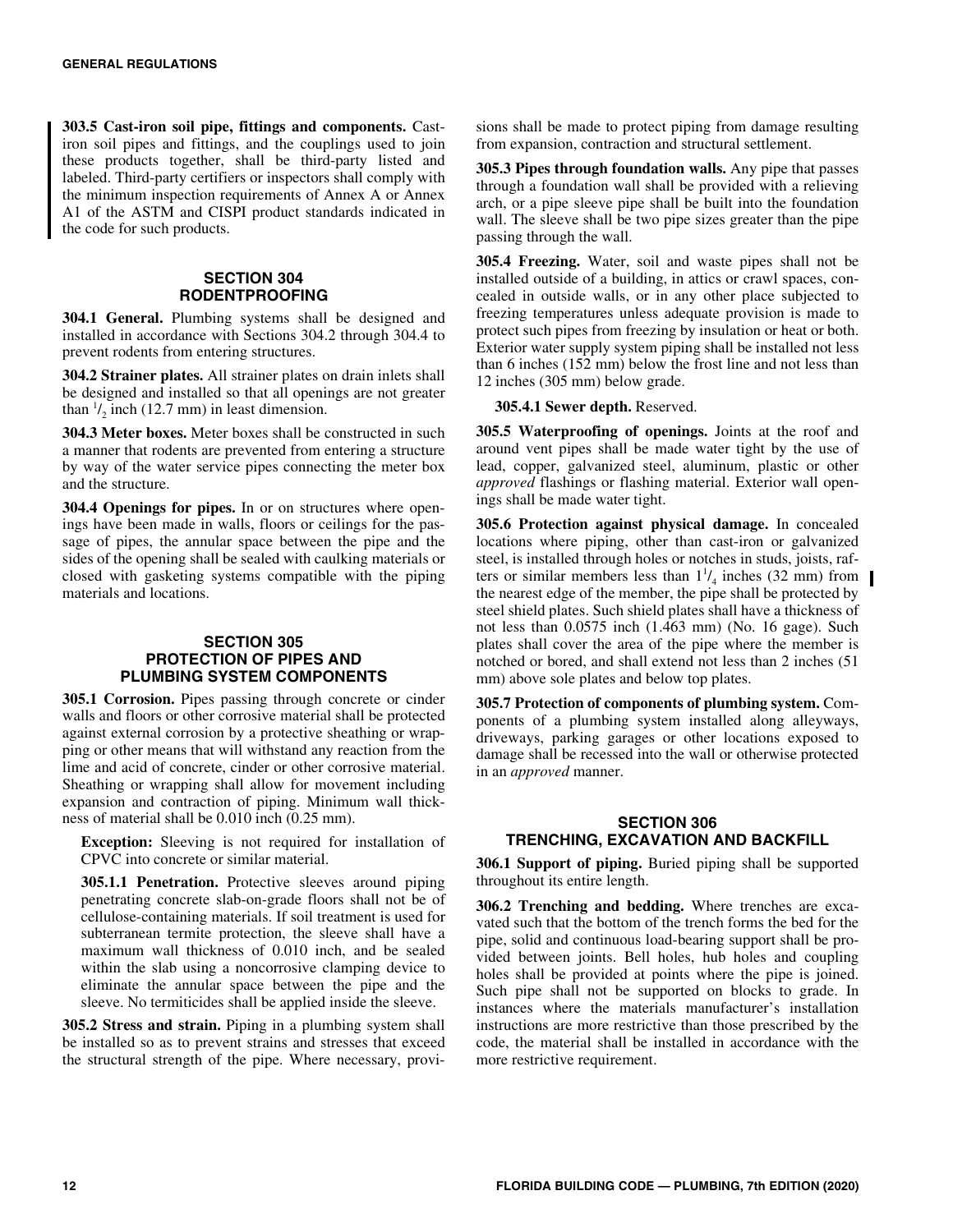**303.5 Cast-iron soil pipe, fittings and components.** Cast-iron soil pipes and fittings, and the couplings used to join these products together, shall be third-party listed and labeled. Third-party certifiers or inspectors shall comply with the minimum inspection requirements of Annex A or Annex A1 of the ASTM and CISPI product standards indicated in the code for such products.

## SECTION 304 RODENTPROOFING

**304.1 General.** Plumbing systems shall be designed and installed in accordance with Sections 304.2 through 304.4 to prevent rodents from entering structures.

**304.2 Strainer plates.** All strainer plates on drain inlets shall be designed and installed so that all openings are not greater than $^1/_2$ inch (12.7 mm) in least dimension.

**304.3 Meter boxes.** Meter boxes shall be constructed in such a manner that rodents are prevented from entering a structure by way of the water service pipes connecting the meter box and the structure.

**304.4 Openings for pipes.** In or on structures where openings have been made in walls, floors or ceilings for the passage of pipes, the annular space between the pipe and the sides of the opening shall be sealed with caulking materials or closed with gasketing systems compatible with the piping materials and locations.

## SECTION 305 PROTECTION OF PIPES AND PLUMBING SYSTEM COMPONENTS

**305.1 Corrosion.** Pipes passing through concrete or cinder walls and floors or other corrosive material shall be protected against external corrosion by a protective sheathing or wrapping or other means that will withstand any reaction from the lime and acid of concrete, cinder or other corrosive material. Sheathing or wrapping shall allow for movement including expansion and contraction of piping. Minimum wall thickness of material shall be 0.010 inch (0.25 mm).

**Exception:** Sleeving is not required for installation of CPVC into concrete or similar material.

**305.1.1 Penetration.** Protective sleeves around piping penetrating concrete slab-on-grade floors shall not be of cellulose-containing materials. If soil treatment is used for subterranean termite protection, the sleeve shall have a maximum wall thickness of 0.010 inch, and be sealed within the slab using a noncorrosive clamping device to eliminate the annular space between the pipe and the sleeve. No termiticides shall be applied inside the sleeve.

**305.2 Stress and strain.** Piping in a plumbing system shall be installed so as to prevent strains and stresses that exceed the structural strength of the pipe. Where necessary, provisions shall be made to protect piping from damage resulting from expansion, contraction and structural settlement.

**305.3 Pipes through foundation walls.** Any pipe that passes through a foundation wall shall be provided with a relieving arch, or a pipe sleeve pipe shall be built into the foundation wall. The sleeve shall be two pipe sizes greater than the pipe passing through the wall.

**305.4 Freezing.** Water, soil and waste pipes shall not be installed outside of a building, in attics or crawl spaces, concealed in outside walls, or in any other place subjected to freezing temperatures unless adequate provision is made to protect such pipes from freezing by insulation or heat or both. Exterior water supply system piping shall be installed not less than 6 inches (152 mm) below the frost line and not less than 12 inches (305 mm) below grade.

**305.4.1 Sewer depth.** Reserved.

**305.5 Waterproofing of openings.** Joints at the roof and around vent pipes shall be made water tight by the use of lead, copper, galvanized steel, aluminum, plastic or other *approved* flashings or flashing material. Exterior wall openings shall be made water tight.

**305.6 Protection against physical damage.** In concealed locations where piping, other than cast-iron or galvanized steel, is installed through holes or notches in studs, joists, rafters or similar members less than $1^1/_4$ inches (32 mm) from the nearest edge of the member, the pipe shall be protected by steel shield plates. Such shield plates shall have a thickness of not less than 0.0575 inch (1.463 mm) (No. 16 gage). Such plates shall cover the area of the pipe where the member is notched or bored, and shall extend not less than 2 inches (51 mm) above sole plates and below top plates.

**305.7 Protection of components of plumbing system.** Components of a plumbing system installed along alleyways, driveways, parking garages or other locations exposed to damage shall be recessed into the wall or otherwise protected in an *approved* manner.

## SECTION 306 TRENCHING, EXCAVATION AND BACKFILL

**306.1 Support of piping.** Buried piping shall be supported throughout its entire length.

**306.2 Trenching and bedding.** Where trenches are excavated such that the bottom of the trench forms the bed for the pipe, solid and continuous load-bearing support shall be provided between joints. Bell holes, hub holes and coupling holes shall be provided at points where the pipe is joined. Such pipe shall not be supported on blocks to grade. In instances where the materials manufacturer's installation instructions are more restrictive than those prescribed by the code, the material shall be installed in accordance with the more restrictive requirement.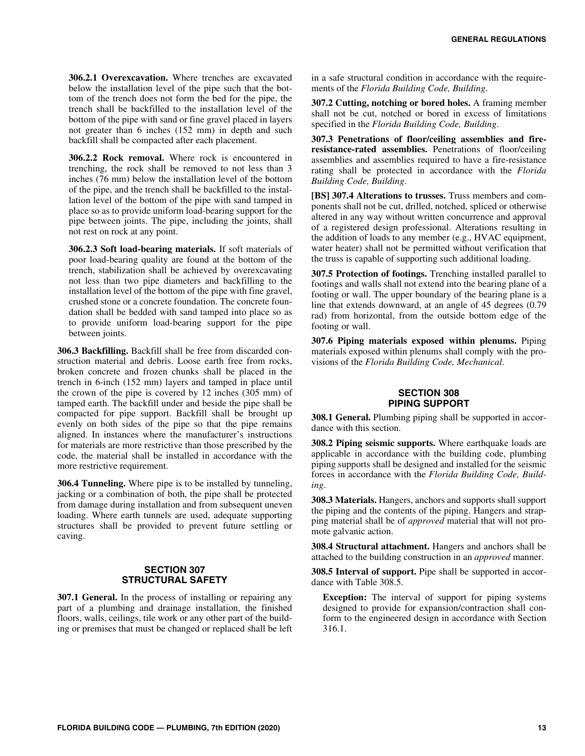**306.2.1 Overexcavation.** Where trenches are excavated below the installation level of the pipe such that the bottom of the trench does not form the bed for the pipe, the trench shall be backfilled to the installation level of the bottom of the pipe with sand or fine gravel placed in layers not greater than 6 inches (152 mm) in depth and such backfill shall be compacted after each placement.

**306.2.2 Rock removal.** Where rock is encountered in trenching, the rock shall be removed to not less than 3 inches (76 mm) below the installation level of the bottom of the pipe, and the trench shall be backfilled to the installation level of the bottom of the pipe with sand tamped in place so as to provide uniform load-bearing support for the pipe between joints. The pipe, including the joints, shall not rest on rock at any point.

**306.2.3 Soft load-bearing materials.** If soft materials of poor load-bearing quality are found at the bottom of the trench, stabilization shall be achieved by overexcavating not less than two pipe diameters and backfilling to the installation level of the bottom of the pipe with fine gravel, crushed stone or a concrete foundation. The concrete foundation shall be bedded with sand tamped into place so as to provide uniform load-bearing support for the pipe between joints.

**306.3 Backfilling.** Backfill shall be free from discarded construction material and debris. Loose earth free from rocks, broken concrete and frozen chunks shall be placed in the trench in 6-inch (152 mm) layers and tamped in place until the crown of the pipe is covered by 12 inches (305 mm) of tamped earth. The backfill under and beside the pipe shall be compacted for pipe support. Backfill shall be brought up evenly on both sides of the pipe so that the pipe remains aligned. In instances where the manufacturer's instructions for materials are more restrictive than those prescribed by the code, the material shall be installed in accordance with the more restrictive requirement.

**306.4 Tunneling.** Where pipe is to be installed by tunneling, jacking or a combination of both, the pipe shall be protected from damage during installation and from subsequent uneven loading. Where earth tunnels are used, adequate supporting structures shall be provided to prevent future settling or caving.

## SECTION 307 STRUCTURAL SAFETY

**307.1 General.** In the process of installing or repairing any part of a plumbing and drainage installation, the finished floors, walls, ceilings, tile work or any other part of the building or premises that must be changed or replaced shall be left in a safe structural condition in accordance with the requirements of the *Florida Building Code, Building*.

**307.2 Cutting, notching or bored holes.** A framing member shall not be cut, notched or bored in excess of limitations specified in the *Florida Building Code, Building*.

**307.3 Penetrations of floor/ceiling assemblies and fire-resistance-rated assemblies.** Penetrations of floor/ceiling assemblies and assemblies required to have a fire-resistance rating shall be protected in accordance with the *Florida Building Code, Building*.

**[BS] 307.4 Alterations to trusses.** Truss members and components shall not be cut, drilled, notched, spliced or otherwise altered in any way without written concurrence and approval of a registered design professional. Alterations resulting in the addition of loads to any member (e.g., HVAC equipment, water heater) shall not be permitted without verification that the truss is capable of supporting such additional loading.

**307.5 Protection of footings.** Trenching installed parallel to footings and walls shall not extend into the bearing plane of a footing or wall. The upper boundary of the bearing plane is a line that extends downward, at an angle of 45 degrees (0.79 rad) from horizontal, from the outside bottom edge of the footing or wall.

**307.6 Piping materials exposed within plenums.** Piping materials exposed within plenums shall comply with the provisions of the *Florida Building Code, Mechanical*.

## SECTION 308 PIPING SUPPORT

**308.1 General.** Plumbing piping shall be supported in accordance with this section.

**308.2 Piping seismic supports.** Where earthquake loads are applicable in accordance with the building code, plumbing piping supports shall be designed and installed for the seismic forces in accordance with the *Florida Building Code, Building*.

**308.3 Materials.** Hangers, anchors and supports shall support the piping and the contents of the piping. Hangers and strapping material shall be of *approved* material that will not promote galvanic action.

**308.4 Structural attachment.** Hangers and anchors shall be attached to the building construction in an *approved* manner.

**308.5 Interval of support.** Pipe shall be supported in accordance with Table 308.5.

**Exception:** The interval of support for piping systems designed to provide for expansion/contraction shall conform to the engineered design in accordance with Section 316.1.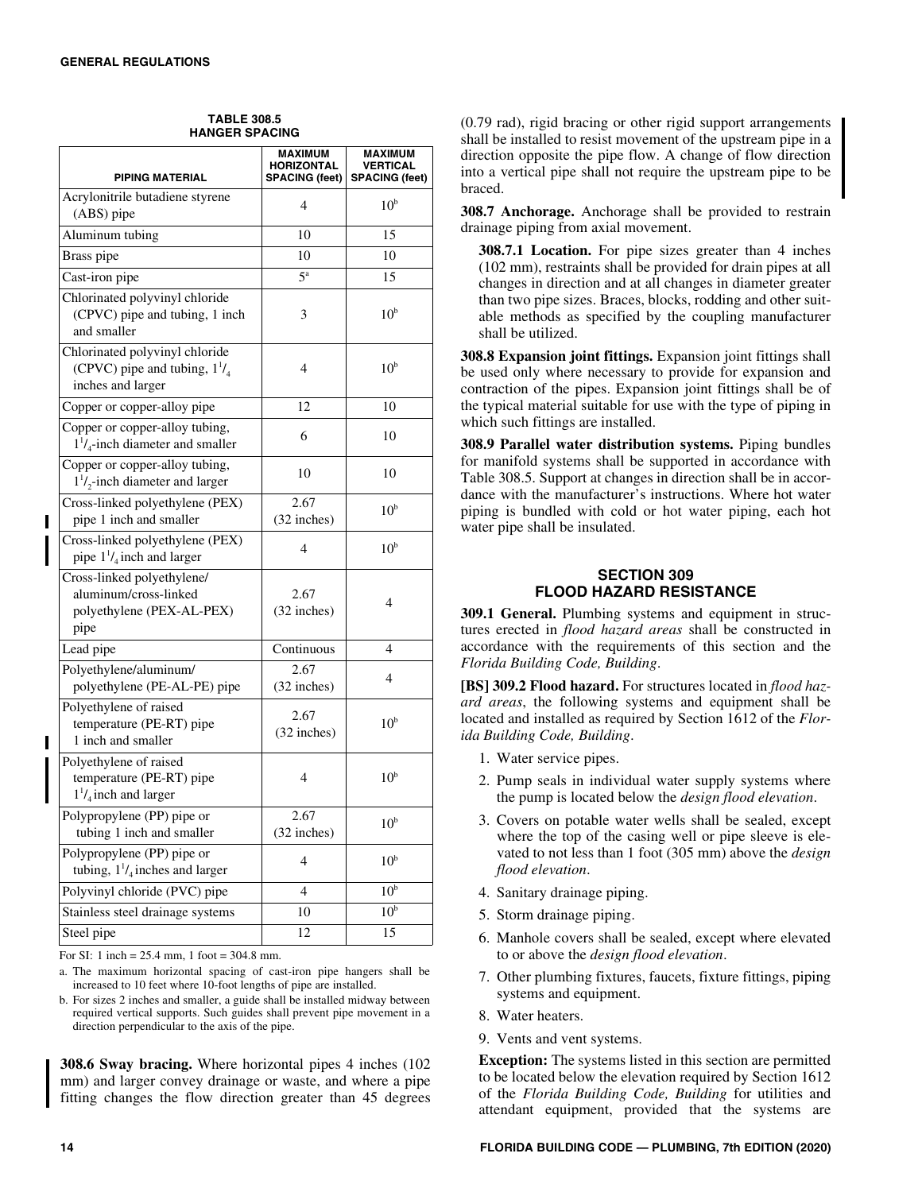**TABLE 308.5**
**HANGER SPACING**

| PIPING MATERIAL | MAXIMUM HORIZONTAL SPACING (feet) | MAXIMUM VERTICAL SPACING (feet) |
|---|---|---|
| Acrylonitrile butadiene styrene (ABS) pipe | 4 | 10[b] |
| Aluminum tubing | 10 | 15 |
| Brass pipe | 10 | 10 |
| Cast-iron pipe | 5[a] | 15 |
| Chlorinated polyvinyl chloride (CPVC) pipe and tubing, 1 inch and smaller | 3 | 10[b] |
| Chlorinated polyvinyl chloride (CPVC) pipe and tubing, $1^1/_4$ inches and larger | 4 | 10[b] |
| Copper or copper-alloy pipe | 12 | 10 |
| Copper or copper-alloy tubing, $1^1/_4$-inch diameter and smaller | 6 | 10 |
| Copper or copper-alloy tubing, $1^1/_2$-inch diameter and larger | 10 | 10 |
| Cross-linked polyethylene (PEX) pipe 1 inch and smaller | 2.67 (32 inches) | 10[b] |
| Cross-linked polyethylene (PEX) pipe $1^1/_4$ inch and larger | 4 | 10[b] |
| Cross-linked polyethylene/ aluminum/cross-linked polyethylene (PEX-AL-PEX) pipe | 2.67 (32 inches) | 4 |
| Lead pipe | Continuous | 4 |
| Polyethylene/aluminum/ polyethylene (PE-AL-PE) pipe | 2.67 (32 inches) | 4 |
| Polyethylene of raised temperature (PE-RT) pipe 1 inch and smaller | 2.67 (32 inches) | 10[b] |
| Polyethylene of raised temperature (PE-RT) pipe $1^1/_4$ inch and larger | 4 | 10[b] |
| Polypropylene (PP) pipe or tubing 1 inch and smaller | 2.67 (32 inches) | 10[b] |
| Polypropylene (PP) pipe or tubing, $1^1/_4$ inches and larger | 4 | 10[b] |
| Polyvinyl chloride (PVC) pipe | 4 | 10[b] |
| Stainless steel drainage systems | 10 | 10[b] |
| Steel pipe | 12 | 15 |

For SI: 1 inch = 25.4 mm, 1 foot = 304.8 mm.

a. The maximum horizontal spacing of cast-iron pipe hangers shall be increased to 10 feet where 10-foot lengths of pipe are installed.

b. For sizes 2 inches and smaller, a guide shall be installed midway between required vertical supports. Such guides shall prevent pipe movement in a direction perpendicular to the axis of the pipe.

**308.6 Sway bracing.** Where horizontal pipes 4 inches (102 mm) and larger convey drainage or waste, and where a pipe fitting changes the flow direction greater than 45 degrees (0.79 rad), rigid bracing or other rigid support arrangements shall be installed to resist movement of the upstream pipe in a direction opposite the pipe flow. A change of flow direction into a vertical pipe shall not require the upstream pipe to be braced.

**308.7 Anchorage.** Anchorage shall be provided to restrain drainage piping from axial movement.

**308.7.1 Location.** For pipe sizes greater than 4 inches (102 mm), restraints shall be provided for drain pipes at all changes in direction and at all changes in diameter greater than two pipe sizes. Braces, blocks, rodding and other suitable methods as specified by the coupling manufacturer shall be utilized.

**308.8 Expansion joint fittings.** Expansion joint fittings shall be used only where necessary to provide for expansion and contraction of the pipes. Expansion joint fittings shall be of the typical material suitable for use with the type of piping in which such fittings are installed.

**308.9 Parallel water distribution systems.** Piping bundles for manifold systems shall be supported in accordance with Table 308.5. Support at changes in direction shall be in accordance with the manufacturer's instructions. Where hot water piping is bundled with cold or hot water piping, each hot water pipe shall be insulated.

## SECTION 309 FLOOD HAZARD RESISTANCE

**309.1 General.** Plumbing systems and equipment in structures erected in *flood hazard areas* shall be constructed in accordance with the requirements of this section and the *Florida Building Code, Building*.

**[BS] 309.2 Flood hazard.** For structures located in *flood hazard areas*, the following systems and equipment shall be located and installed as required by Section 1612 of the *Florida Building Code, Building*.

1. Water service pipes.
2. Pump seals in individual water supply systems where the pump is located below the *design flood elevation*.
3. Covers on potable water wells shall be sealed, except where the top of the casing well or pipe sleeve is elevated to not less than 1 foot (305 mm) above the *design flood elevation*.
4. Sanitary drainage piping.
5. Storm drainage piping.
6. Manhole covers shall be sealed, except where elevated to or above the *design flood elevation*.
7. Other plumbing fixtures, faucets, fixture fittings, piping systems and equipment.
8. Water heaters.
9. Vents and vent systems.

**Exception:** The systems listed in this section are permitted to be located below the elevation required by Section 1612 of the *Florida Building Code, Building* for utilities and attendant equipment, provided that the systems are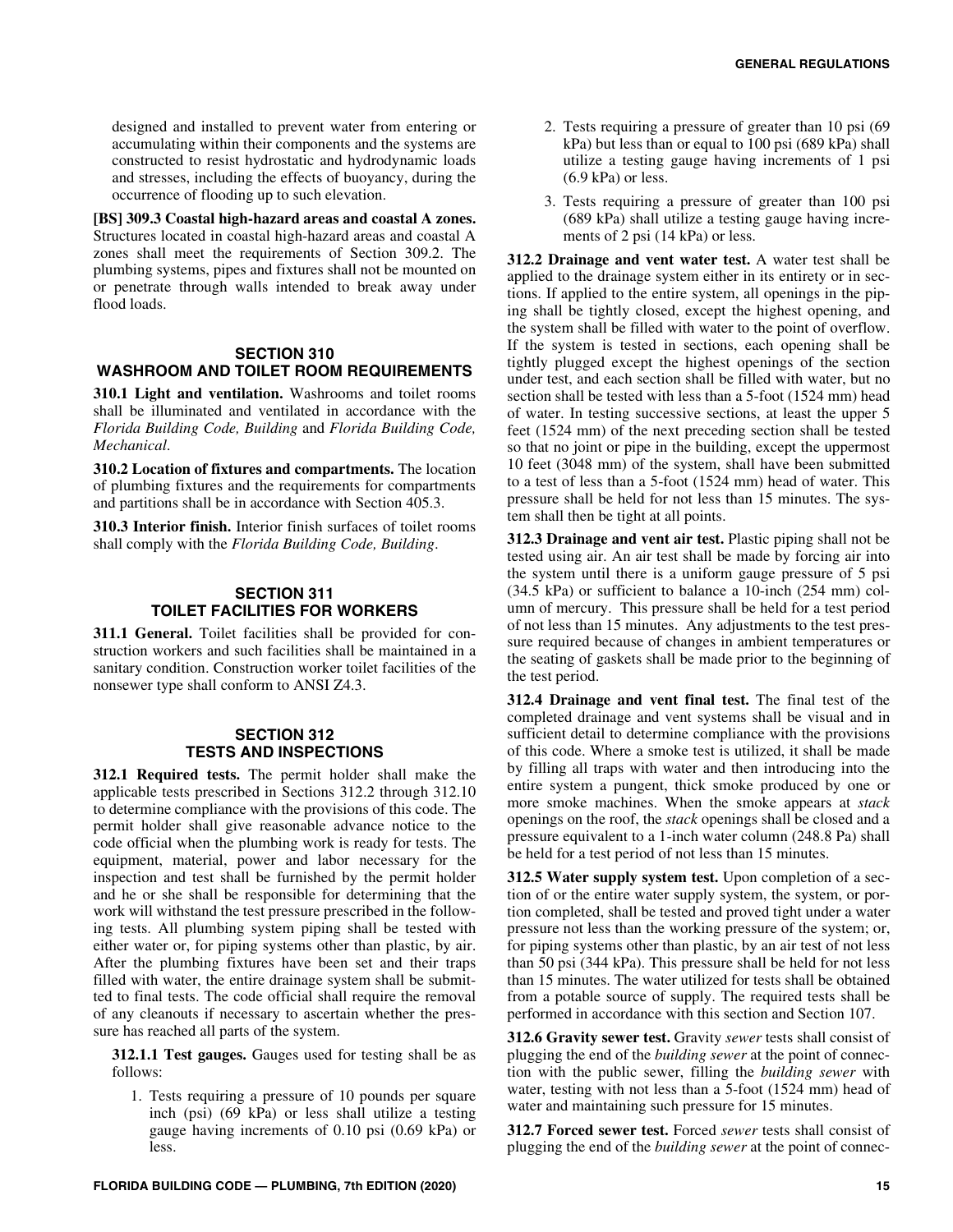designed and installed to prevent water from entering or accumulating within their components and the systems are constructed to resist hydrostatic and hydrodynamic loads and stresses, including the effects of buoyancy, during the occurrence of flooding up to such elevation.

**[BS] 309.3 Coastal high-hazard areas and coastal A zones.** Structures located in coastal high-hazard areas and coastal A zones shall meet the requirements of Section 309.2. The plumbing systems, pipes and fixtures shall not be mounted on or penetrate through walls intended to break away under flood loads.

## SECTION 310 WASHROOM AND TOILET ROOM REQUIREMENTS

**310.1 Light and ventilation.** Washrooms and toilet rooms shall be illuminated and ventilated in accordance with the *Florida Building Code, Building* and *Florida Building Code, Mechanical*.

**310.2 Location of fixtures and compartments.** The location of plumbing fixtures and the requirements for compartments and partitions shall be in accordance with Section 405.3.

**310.3 Interior finish.** Interior finish surfaces of toilet rooms shall comply with the *Florida Building Code, Building*.

## SECTION 311 TOILET FACILITIES FOR WORKERS

**311.1 General.** Toilet facilities shall be provided for construction workers and such facilities shall be maintained in a sanitary condition. Construction worker toilet facilities of the nonsewer type shall conform to ANSI Z4.3.

## SECTION 312 TESTS AND INSPECTIONS

**312.1 Required tests.** The permit holder shall make the applicable tests prescribed in Sections 312.2 through 312.10 to determine compliance with the provisions of this code. The permit holder shall give reasonable advance notice to the code official when the plumbing work is ready for tests. The equipment, material, power and labor necessary for the inspection and test shall be furnished by the permit holder and he or she shall be responsible for determining that the work will withstand the test pressure prescribed in the following tests. All plumbing system piping shall be tested with either water or, for piping systems other than plastic, by air. After the plumbing fixtures have been set and their traps filled with water, the entire drainage system shall be submitted to final tests. The code official shall require the removal of any cleanouts if necessary to ascertain whether the pressure has reached all parts of the system.

**312.1.1 Test gauges.** Gauges used for testing shall be as follows:

1. Tests requiring a pressure of 10 pounds per square inch (psi) (69 kPa) or less shall utilize a testing gauge having increments of 0.10 psi (0.69 kPa) or less.
2. Tests requiring a pressure of greater than 10 psi (69 kPa) but less than or equal to 100 psi (689 kPa) shall utilize a testing gauge having increments of 1 psi (6.9 kPa) or less.
3. Tests requiring a pressure of greater than 100 psi (689 kPa) shall utilize a testing gauge having increments of 2 psi (14 kPa) or less.

**312.2 Drainage and vent water test.** A water test shall be applied to the drainage system either in its entirety or in sections. If applied to the entire system, all openings in the piping shall be tightly closed, except the highest opening, and the system shall be filled with water to the point of overflow. If the system is tested in sections, each opening shall be tightly plugged except the highest openings of the section under test, and each section shall be filled with water, but no section shall be tested with less than a 5-foot (1524 mm) head of water. In testing successive sections, at least the upper 5 feet (1524 mm) of the next preceding section shall be tested so that no joint or pipe in the building, except the uppermost 10 feet (3048 mm) of the system, shall have been submitted to a test of less than a 5-foot (1524 mm) head of water. This pressure shall be held for not less than 15 minutes. The system shall then be tight at all points.

**312.3 Drainage and vent air test.** Plastic piping shall not be tested using air. An air test shall be made by forcing air into the system until there is a uniform gauge pressure of 5 psi (34.5 kPa) or sufficient to balance a 10-inch (254 mm) column of mercury. This pressure shall be held for a test period of not less than 15 minutes. Any adjustments to the test pressure required because of changes in ambient temperatures or the seating of gaskets shall be made prior to the beginning of the test period.

**312.4 Drainage and vent final test.** The final test of the completed drainage and vent systems shall be visual and in sufficient detail to determine compliance with the provisions of this code. Where a smoke test is utilized, it shall be made by filling all traps with water and then introducing into the entire system a pungent, thick smoke produced by one or more smoke machines. When the smoke appears at *stack* openings on the roof, the *stack* openings shall be closed and a pressure equivalent to a 1-inch water column (248.8 Pa) shall be held for a test period of not less than 15 minutes.

**312.5 Water supply system test.** Upon completion of a section of or the entire water supply system, the system, or portion completed, shall be tested and proved tight under a water pressure not less than the working pressure of the system; or, for piping systems other than plastic, by an air test of not less than 50 psi (344 kPa). This pressure shall be held for not less than 15 minutes. The water utilized for tests shall be obtained from a potable source of supply. The required tests shall be performed in accordance with this section and Section 107.

**312.6 Gravity sewer test.** Gravity *sewer* tests shall consist of plugging the end of the *building sewer* at the point of connection with the public sewer, filling the *building sewer* with water, testing with not less than a 5-foot (1524 mm) head of water and maintaining such pressure for 15 minutes.

**312.7 Forced sewer test.** Forced *sewer* tests shall consist of plugging the end of the *building sewer* at the point of connec-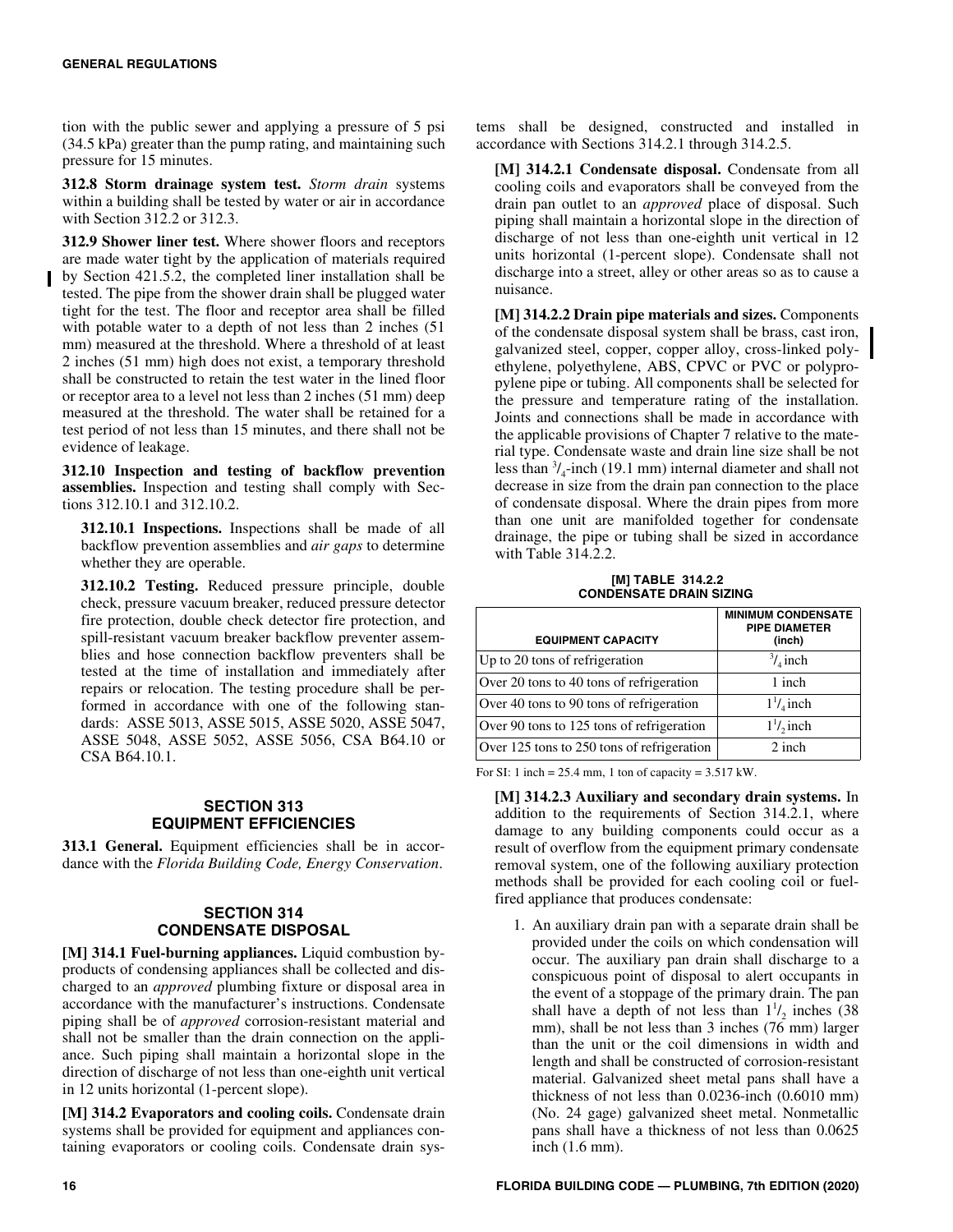tion with the public sewer and applying a pressure of 5 psi (34.5 kPa) greater than the pump rating, and maintaining such pressure for 15 minutes.

**312.8 Storm drainage system test.** *Storm drain* systems within a building shall be tested by water or air in accordance with Section 312.2 or 312.3.

**312.9 Shower liner test.** Where shower floors and receptors are made water tight by the application of materials required by Section 421.5.2, the completed liner installation shall be tested. The pipe from the shower drain shall be plugged water tight for the test. The floor and receptor area shall be filled with potable water to a depth of not less than 2 inches (51 mm) measured at the threshold. Where a threshold of at least 2 inches (51 mm) high does not exist, a temporary threshold shall be constructed to retain the test water in the lined floor or receptor area to a level not less than 2 inches (51 mm) deep measured at the threshold. The water shall be retained for a test period of not less than 15 minutes, and there shall not be evidence of leakage.

**312.10 Inspection and testing of backflow prevention assemblies.** Inspection and testing shall comply with Sections 312.10.1 and 312.10.2.

**312.10.1 Inspections.** Inspections shall be made of all backflow prevention assemblies and *air gaps* to determine whether they are operable.

**312.10.2 Testing.** Reduced pressure principle, double check, pressure vacuum breaker, reduced pressure detector fire protection, double check detector fire protection, and spill-resistant vacuum breaker backflow preventer assemblies and hose connection backflow preventers shall be tested at the time of installation and immediately after repairs or relocation. The testing procedure shall be performed in accordance with one of the following standards: ASSE 5013, ASSE 5015, ASSE 5020, ASSE 5047, ASSE 5048, ASSE 5052, ASSE 5056, CSA B64.10 or CSA B64.10.1.

## SECTION 313 EQUIPMENT EFFICIENCIES

**313.1 General.** Equipment efficiencies shall be in accordance with the *Florida Building Code, Energy Conservation*.

## SECTION 314 CONDENSATE DISPOSAL

**[M] 314.1 Fuel-burning appliances.** Liquid combustion byproducts of condensing appliances shall be collected and discharged to an *approved* plumbing fixture or disposal area in accordance with the manufacturer's instructions. Condensate piping shall be of *approved* corrosion-resistant material and shall not be smaller than the drain connection on the appliance. Such piping shall maintain a horizontal slope in the direction of discharge of not less than one-eighth unit vertical in 12 units horizontal (1-percent slope).

**[M] 314.2 Evaporators and cooling coils.** Condensate drain systems shall be provided for equipment and appliances containing evaporators or cooling coils. Condensate drain systems shall be designed, constructed and installed in accordance with Sections 314.2.1 through 314.2.5.

**[M] 314.2.1 Condensate disposal.** Condensate from all cooling coils and evaporators shall be conveyed from the drain pan outlet to an *approved* place of disposal. Such piping shall maintain a horizontal slope in the direction of discharge of not less than one-eighth unit vertical in 12 units horizontal (1-percent slope). Condensate shall not discharge into a street, alley or other areas so as to cause a nuisance.

**[M] 314.2.2 Drain pipe materials and sizes.** Components of the condensate disposal system shall be brass, cast iron, galvanized steel, copper, copper alloy, cross-linked polyethylene, polyethylene, ABS, CPVC or PVC or polypropylene pipe or tubing. All components shall be selected for the pressure and temperature rating of the installation. Joints and connections shall be made in accordance with the applicable provisions of Chapter 7 relative to the material type. Condensate waste and drain line size shall be not less than $^3/_4$-inch (19.1 mm) internal diameter and shall not decrease in size from the drain pan connection to the place of condensate disposal. Where the drain pipes from more than one unit are manifolded together for condensate drainage, the pipe or tubing shall be sized in accordance with Table 314.2.2.

**[M] TABLE 314.2.2 CONDENSATE DRAIN SIZING**

| EQUIPMENT CAPACITY | MINIMUM CONDENSATE PIPE DIAMETER (inch) |
|---|---|
| Up to 20 tons of refrigeration | $^3/_4$ inch |
| Over 20 tons to 40 tons of refrigeration | 1 inch |
| Over 40 tons to 90 tons of refrigeration | $1^1/_4$ inch |
| Over 90 tons to 125 tons of refrigeration | $1^1/_2$ inch |
| Over 125 tons to 250 tons of refrigeration | 2 inch |

For SI: 1 inch = 25.4 mm, 1 ton of capacity = 3.517 kW.

**[M] 314.2.3 Auxiliary and secondary drain systems.** In addition to the requirements of Section 314.2.1, where damage to any building components could occur as a result of overflow from the equipment primary condensate removal system, one of the following auxiliary protection methods shall be provided for each cooling coil or fuel-fired appliance that produces condensate:

1. An auxiliary drain pan with a separate drain shall be provided under the coils on which condensation will occur. The auxiliary pan drain shall discharge to a conspicuous point of disposal to alert occupants in the event of a stoppage of the primary drain. The pan shall have a depth of not less than $1^1/_2$ inches (38 mm), shall be not less than 3 inches (76 mm) larger than the unit or the coil dimensions in width and length and shall be constructed of corrosion-resistant material. Galvanized sheet metal pans shall have a thickness of not less than 0.0236-inch (0.6010 mm) (No. 24 gage) galvanized sheet metal. Nonmetallic pans shall have a thickness of not less than 0.0625 inch (1.6 mm).